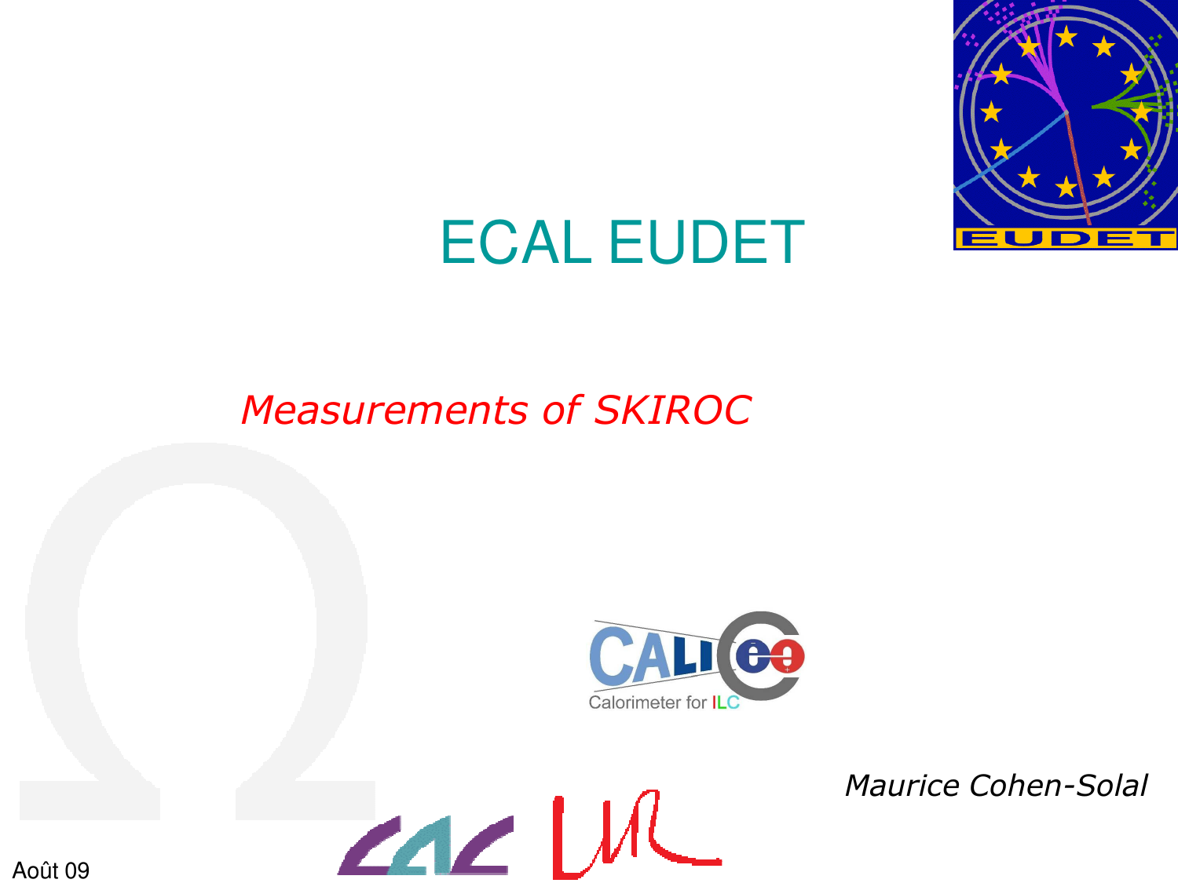# ECAL EUDET

*Measurements of SKIROC*

*Maurice Cohen-Solal*

Août 09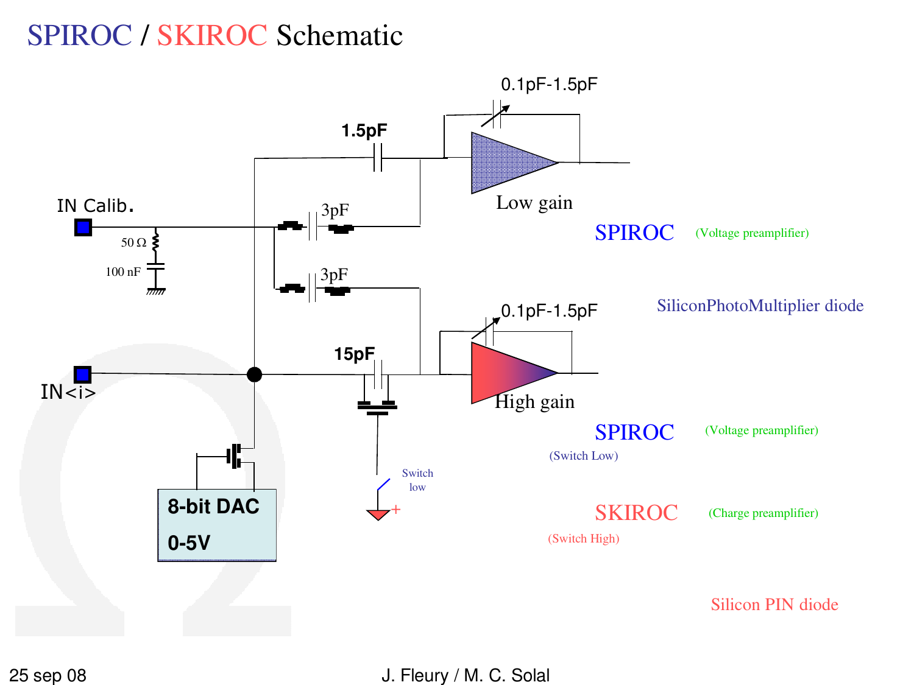# SPIROC / SKIROC Schematic

0.1pF-1.5pF

1.5pF

IN Calib.

3pF

50 Ω

100 nF

3pF

Low gain

SPIROC (Voltage preamplifier)

SiliconPhotoMultiplier diode

0.1pF-1.5pF

15pF

IN<i>

High gain

SPIROC (Voltage preamplifier)

(Switch Low)

8-bit DAC

0-5V

Switch low

SKIROC (Charge preamplifier)

(Switch High)

Silicon PIN diode

25 sep 08

J. Fleury / M. C. Solal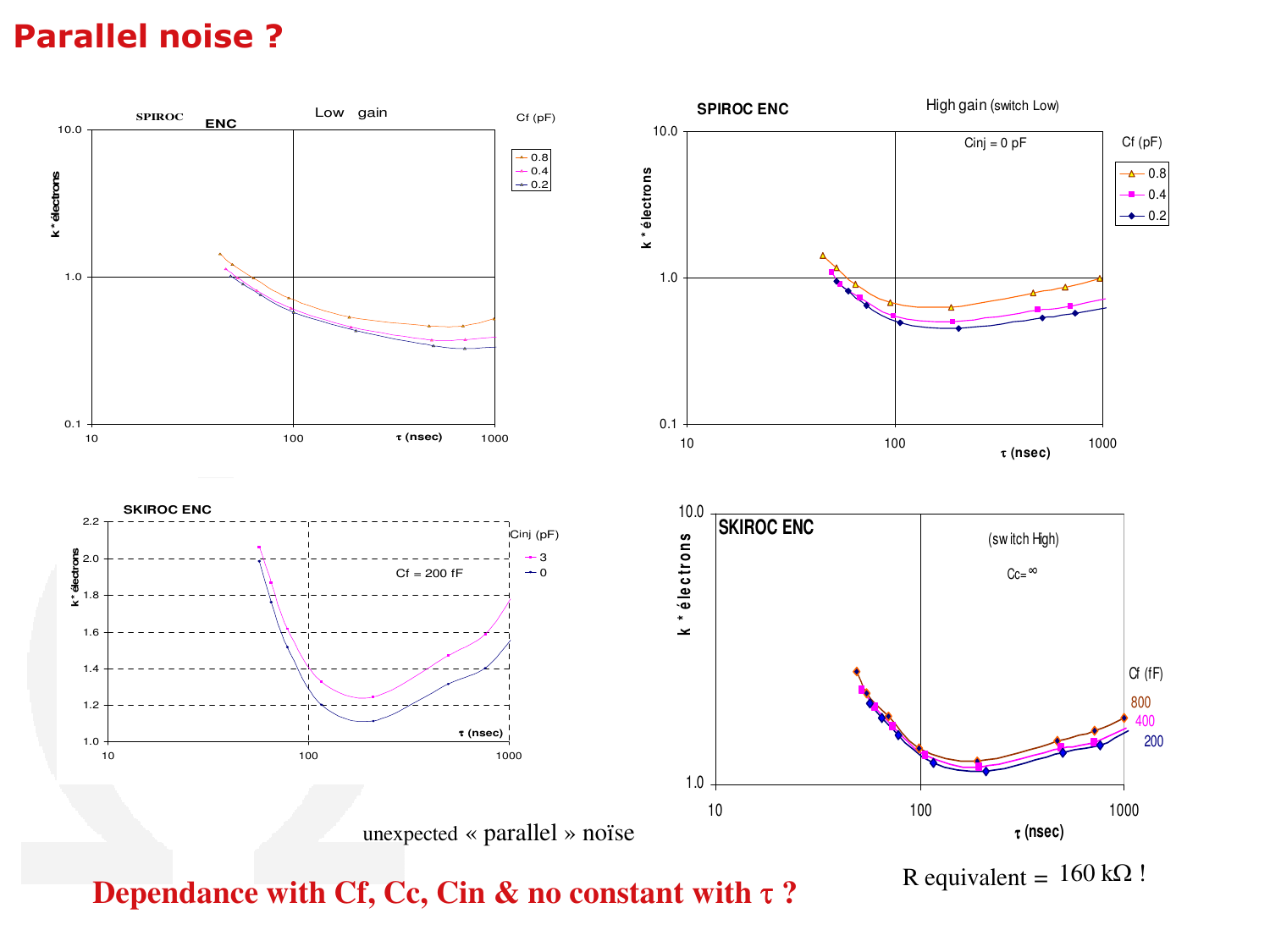# Parallel noise ?

unexpected « parallel » noïse

R equivalent = 160 kΩ !

**Dependance with Cf, Cc, Cin & no constant with τ ?**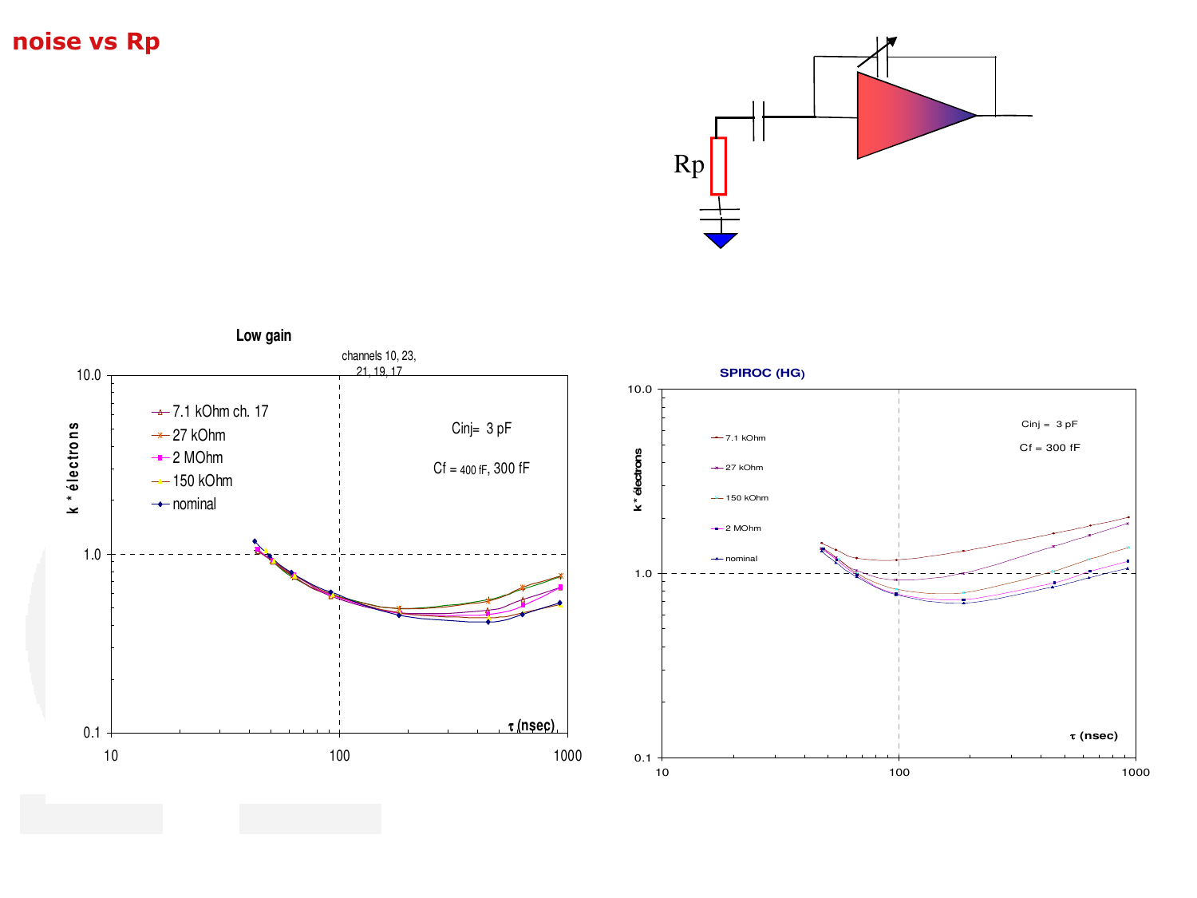# noise vs Rp

Rp

**Low gain**

channels 10, 23, 21, 19, 17

- 7.1 kOhm ch. 17
- 27 kOhm
- 2 MOhm
- 150 kOhm
- nominal

Cinj= 3 pF

Cf = 400 fF, 300 fF

k * électrons

τ (nsec)

**SPIROC (HG)**

- 7.1 kOhm
- 27 kOhm
- 150 kOhm
- 2 MOhm
- nominal

Cinj = 3 pF

Cf = 300 fF

k * électrons

τ (nsec)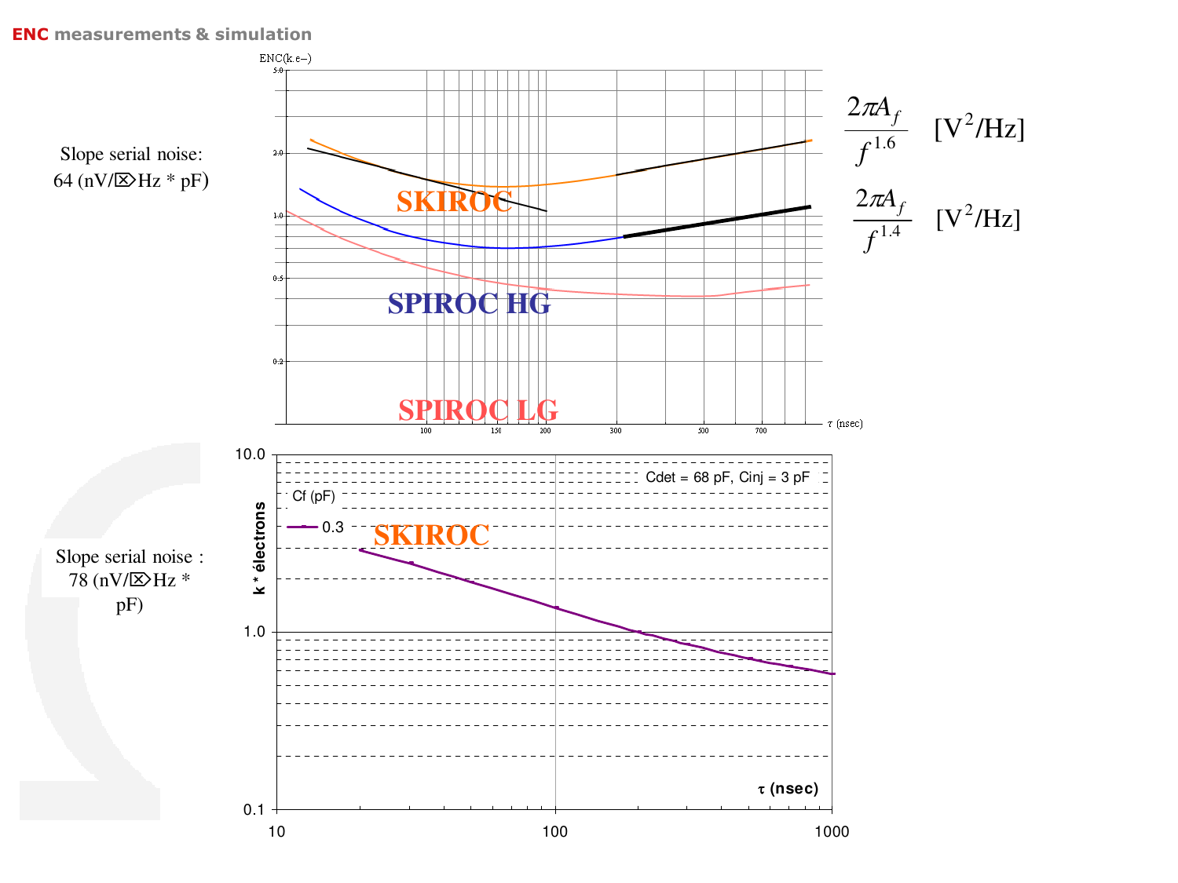## ENC measurements & simulation

Slope serial noise: 64 (nV/⌧Hz * pF)

$$\frac{2\pi A_f}{f^{1.6}} \quad [\mathrm{V}^2/\mathrm{Hz}]$$

$$\frac{2\pi A_f}{f^{1.4}} \quad [\mathrm{V}^2/\mathrm{Hz}]$$

SKIROC

SPIROC HG

SPIROC LG

Slope serial noise : 78 (nV/⌧Hz * pF)

Cdet = 68 pF, Cinj = 3 pF

Cf (pF)

0.3

SKIROC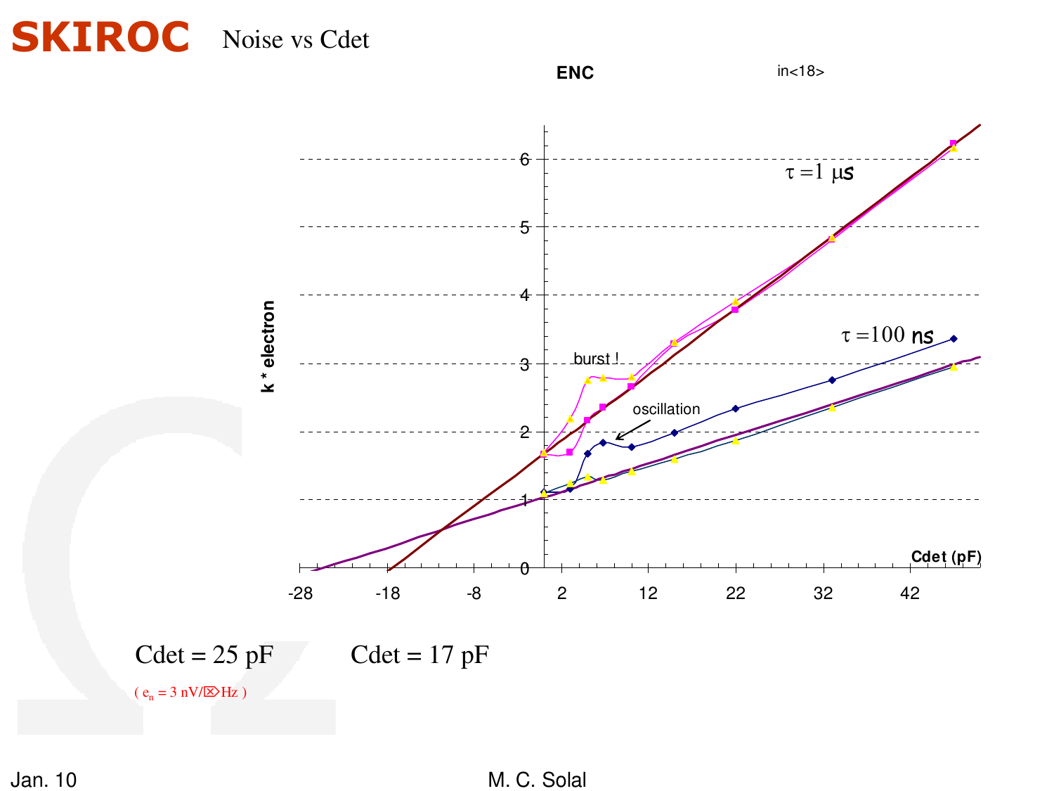# SKIROC Noise vs Cdet

ENC in<18>

k * electron

Cdet (pF)

$\tau = 1\ \mu s$

$\tau = 100\ ns$

burst !

oscillation

Cdet = 25 pF Cdet = 17 pF

( $e_n = 3\ nV/\sqrt{Hz}$ )

Jan. 10 M. C. Solal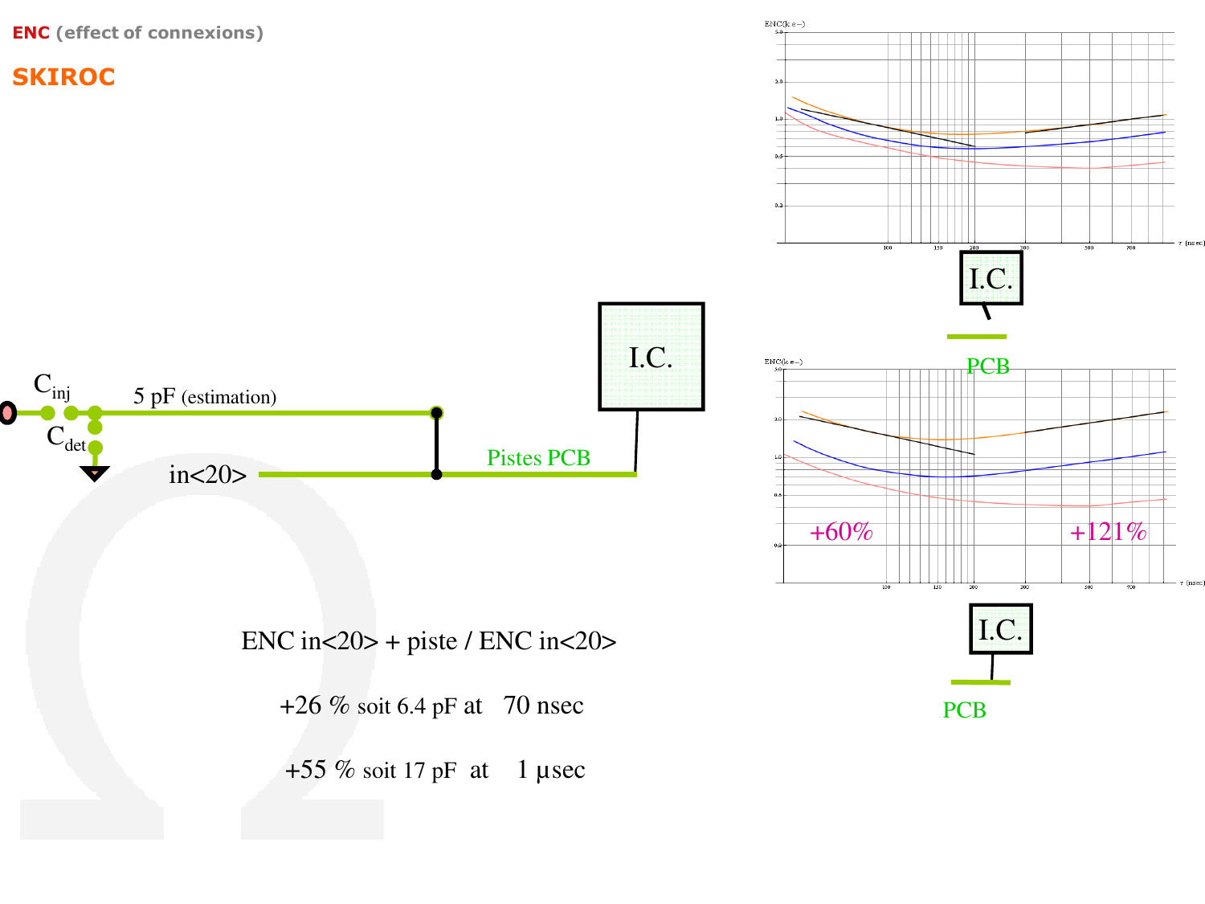**ENC** (effect of connexions)

## SKIROC

$C_{inj}$

$C_{det}$

5 pF (estimation)

in<20>

Pistes PCB

I.C.

ENC in<20> + piste / ENC in<20>

+26 % soit 6.4 pF at 70 nsec

+55 % soit 17 pF at 1 µsec

I.C.

PCB

+60%

+121%

I.C.

PCB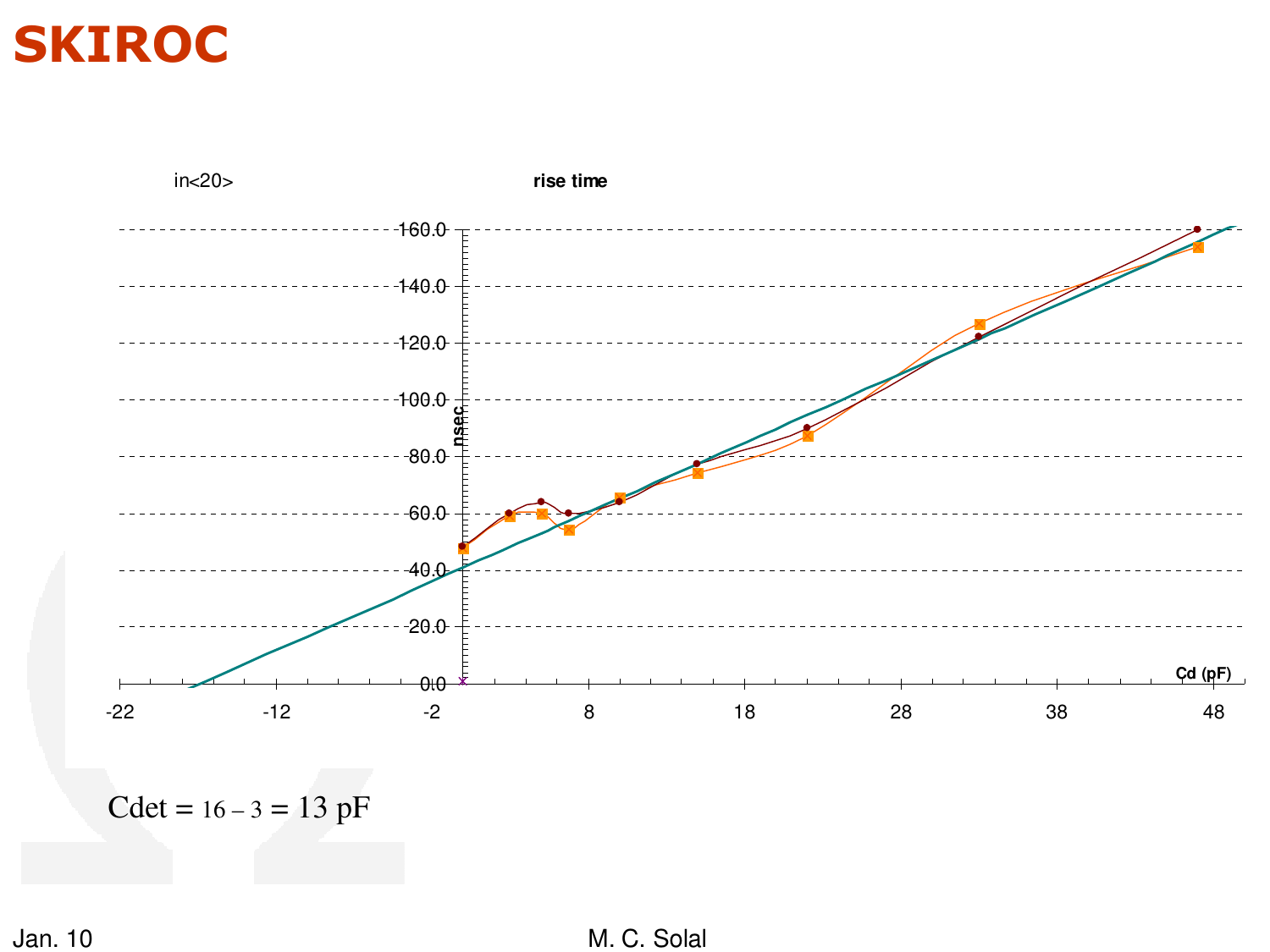# SKIROC

in<20>

rise time

Cdet = 16 – 3 = 13 pF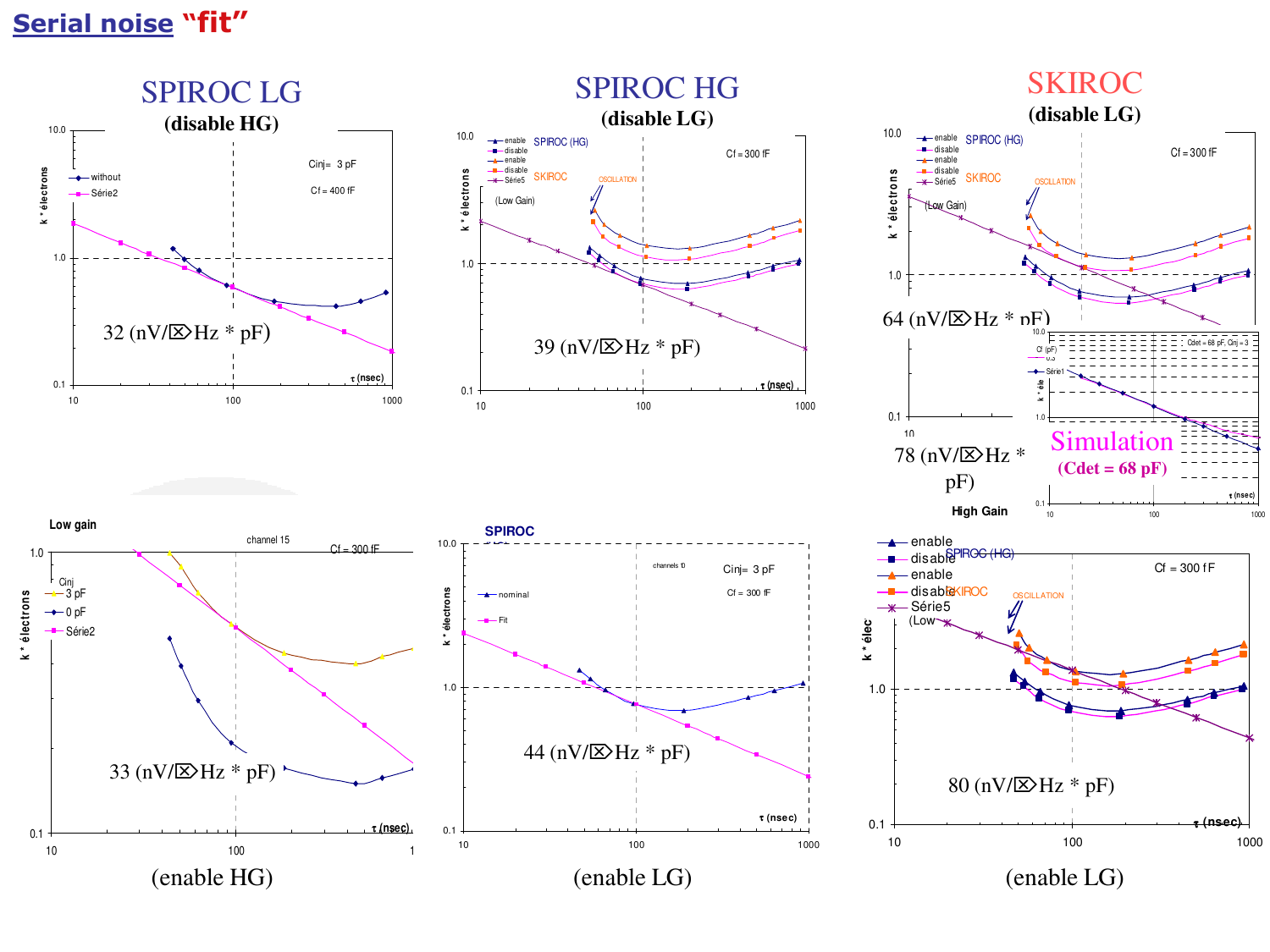# Serial noise "fit"

## SPIROC LG
**(disable HG)**

32 (nV/√Hz * pF)

(enable HG)

33 (nV/√Hz * pF)

## SPIROC HG
**(disable LG)**

39 (nV/√Hz * pF)

(enable LG)

44 (nV/√Hz * pF)

## SKIROC
**(disable LG)**

64 (nV/√Hz * pF)

78 (nV/√Hz * pF)

**Simulation (Cdet = 68 pF)**

High Gain

(enable LG)

80 (nV/√Hz * pF)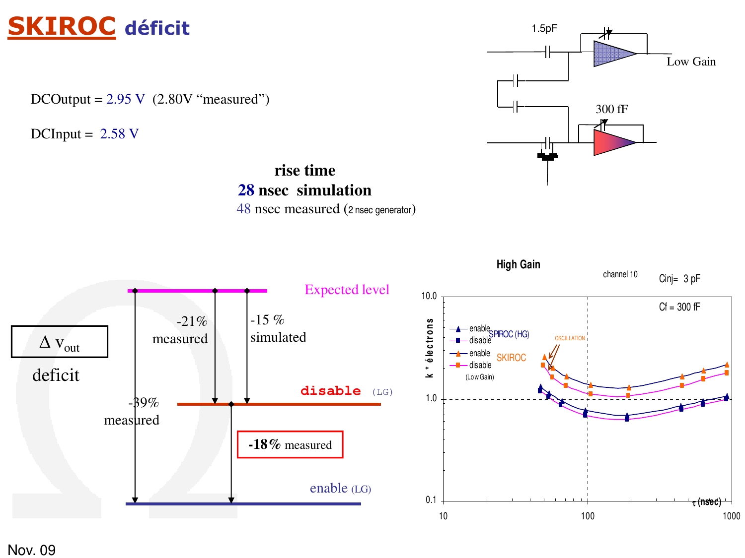# SKIROC déficit

DCOutput = 2.95 V (2.80V “measured”)

DCInput = 2.58 V

**rise time**

**28 nsec simulation**

48 nsec measured (2 nsec generator)

1.5pF

Low Gain

300 fF

$\Delta$ $v_{out}$

deficit

Expected level

-21% measured

-15 % simulated

disable (LG)

-39% measured

**-18%** measured

enable (LG)

High Gain

channel 10

Cinj= 3 pF

Cf = 300 fF

Nov. 09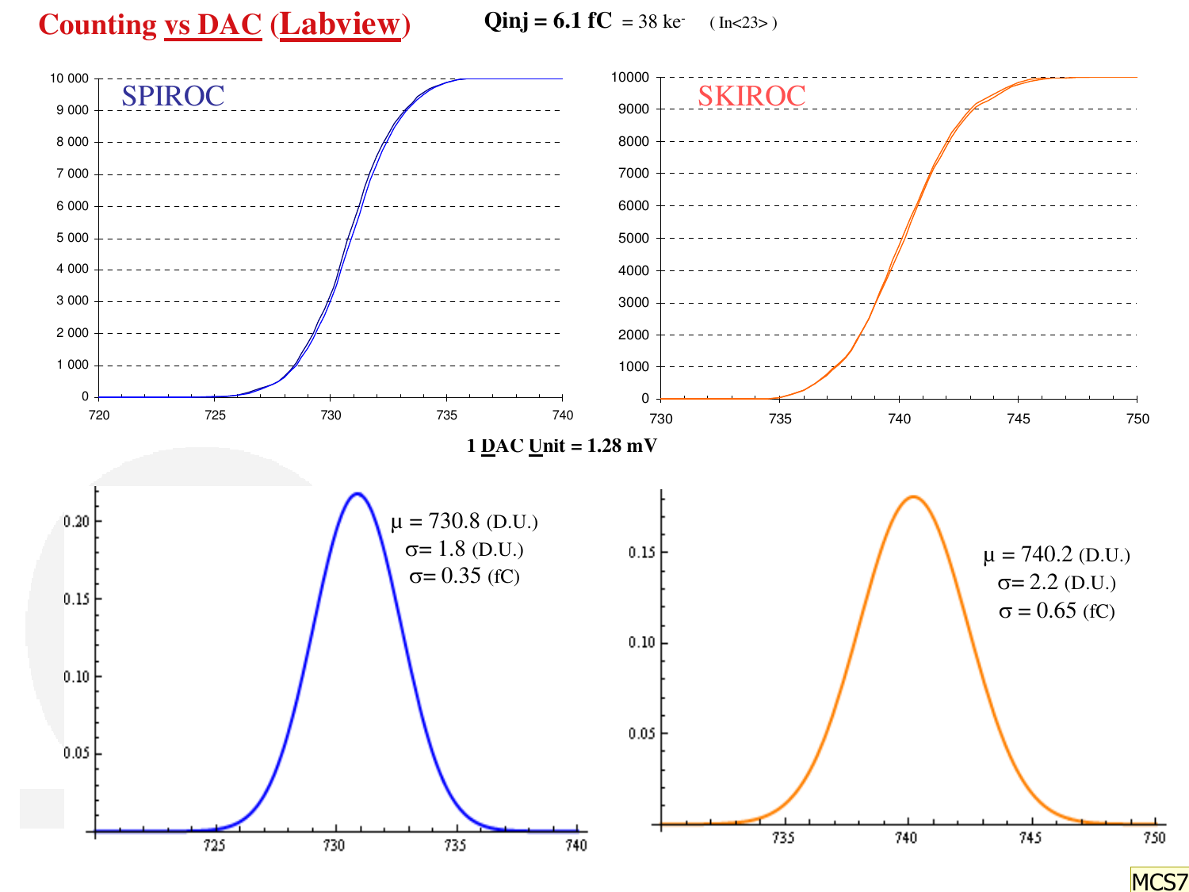# Counting vs DAC (Labview)

**Qinj = 6.1 fC** = 38 ke$^-$ ( In<23> )

SPIROC

SKIROC

**1 DAC Unit = 1.28 mV**

$\mu$ = 730.8 (D.U.)
$\sigma$= 1.8 (D.U.)
$\sigma$= 0.35 (fC)

$\mu$ = 740.2 (D.U.)
$\sigma$= 2.2 (D.U.)
$\sigma$ = 0.65 (fC)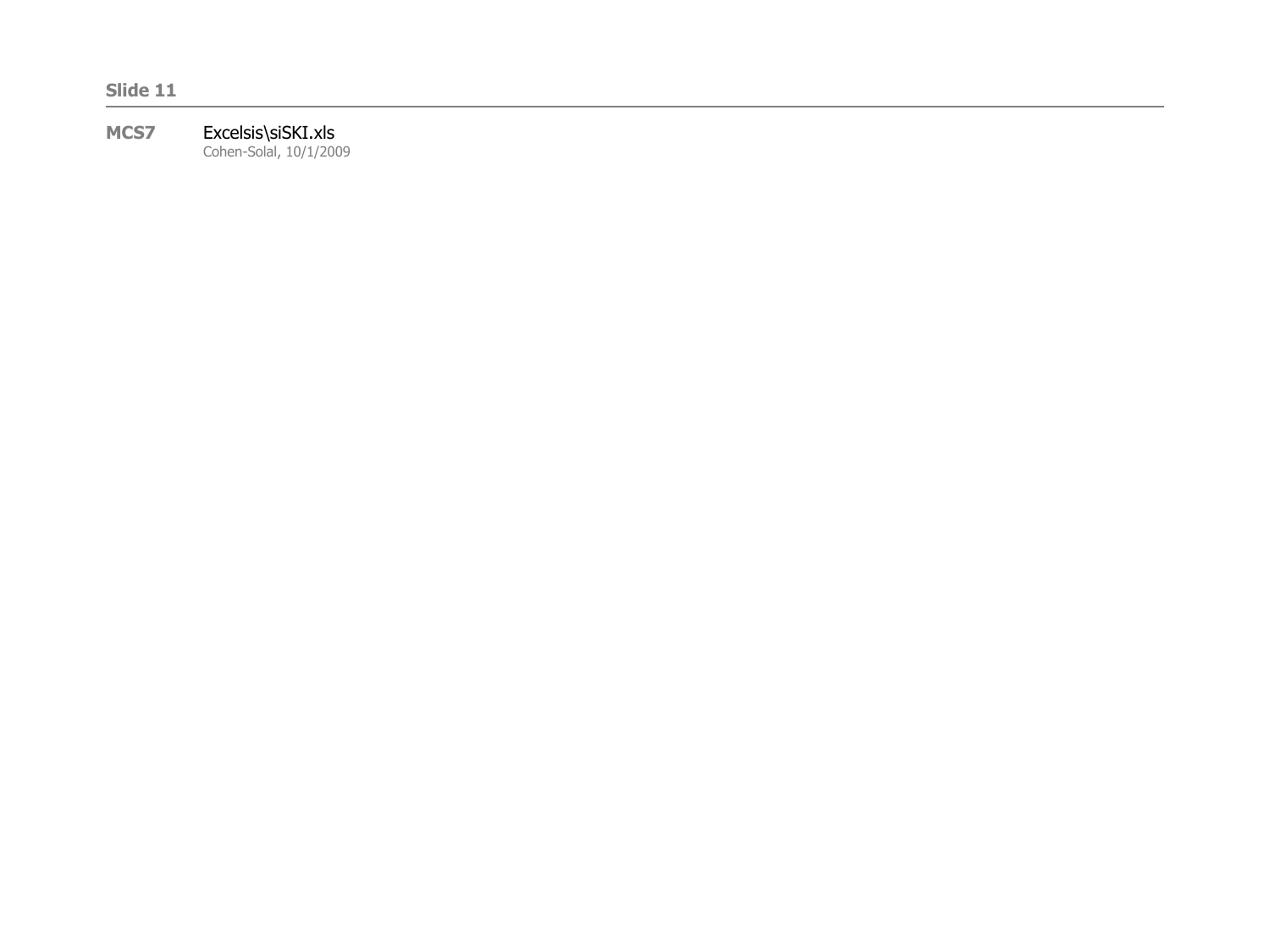**Slide 11**

---

**MCS7** Excelsis\siSKI.xls
Cohen-Solal, 10/1/2009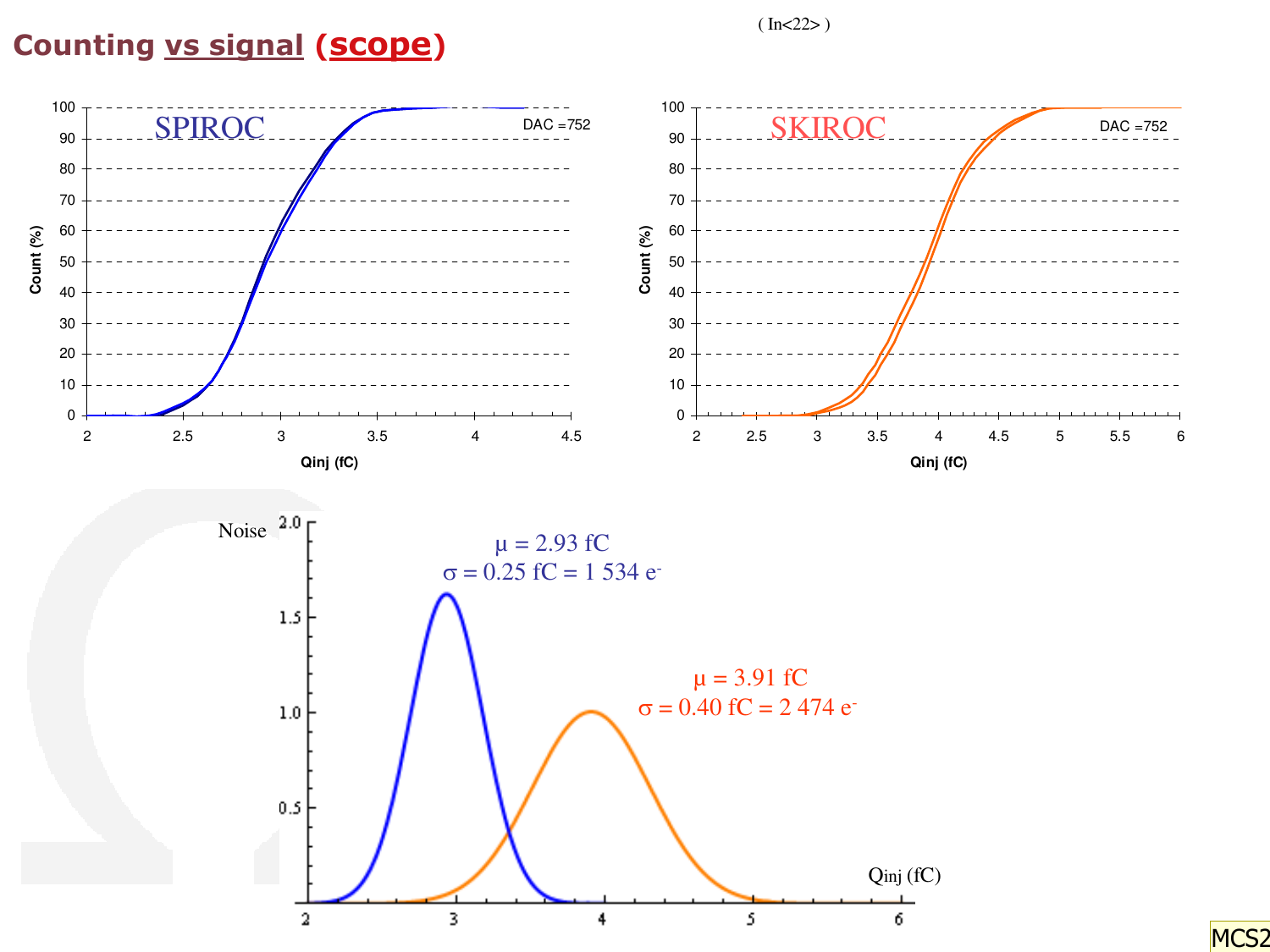# Counting vs signal (scope)

( In<22> )

**SPIROC** — DAC =752

Count (%) vs Qinj (fC)

**SKIROC** — DAC =752

Count (%) vs Qinj (fC)

Noise

$\mu = 2.93$ fC
$\sigma = 0.25$ fC = 1 534 $e^-$

$\mu = 3.91$ fC
$\sigma = 0.40$ fC = 2 474 $e^-$

Qinj (fC)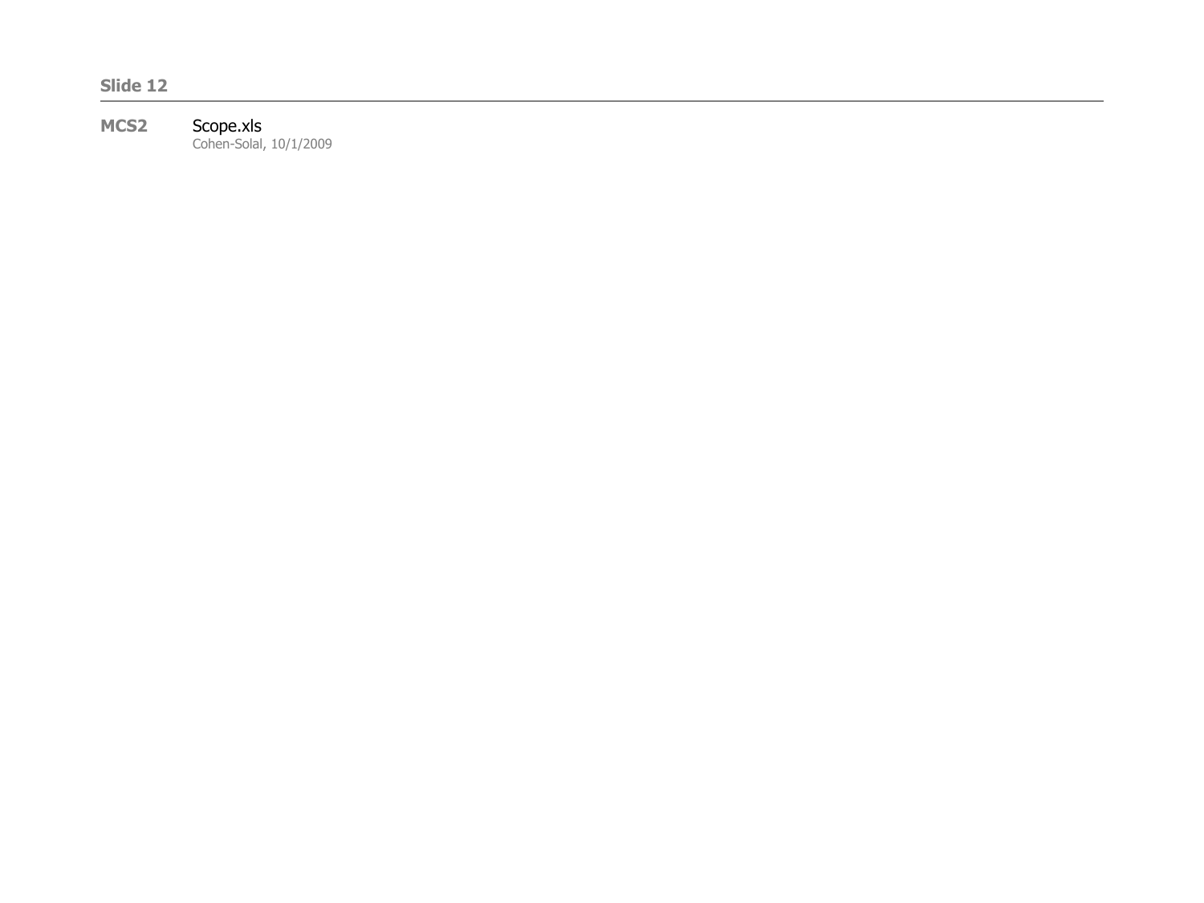**Slide 12**

---

**MCS2** Scope.xls
Cohen-Solal, 10/1/2009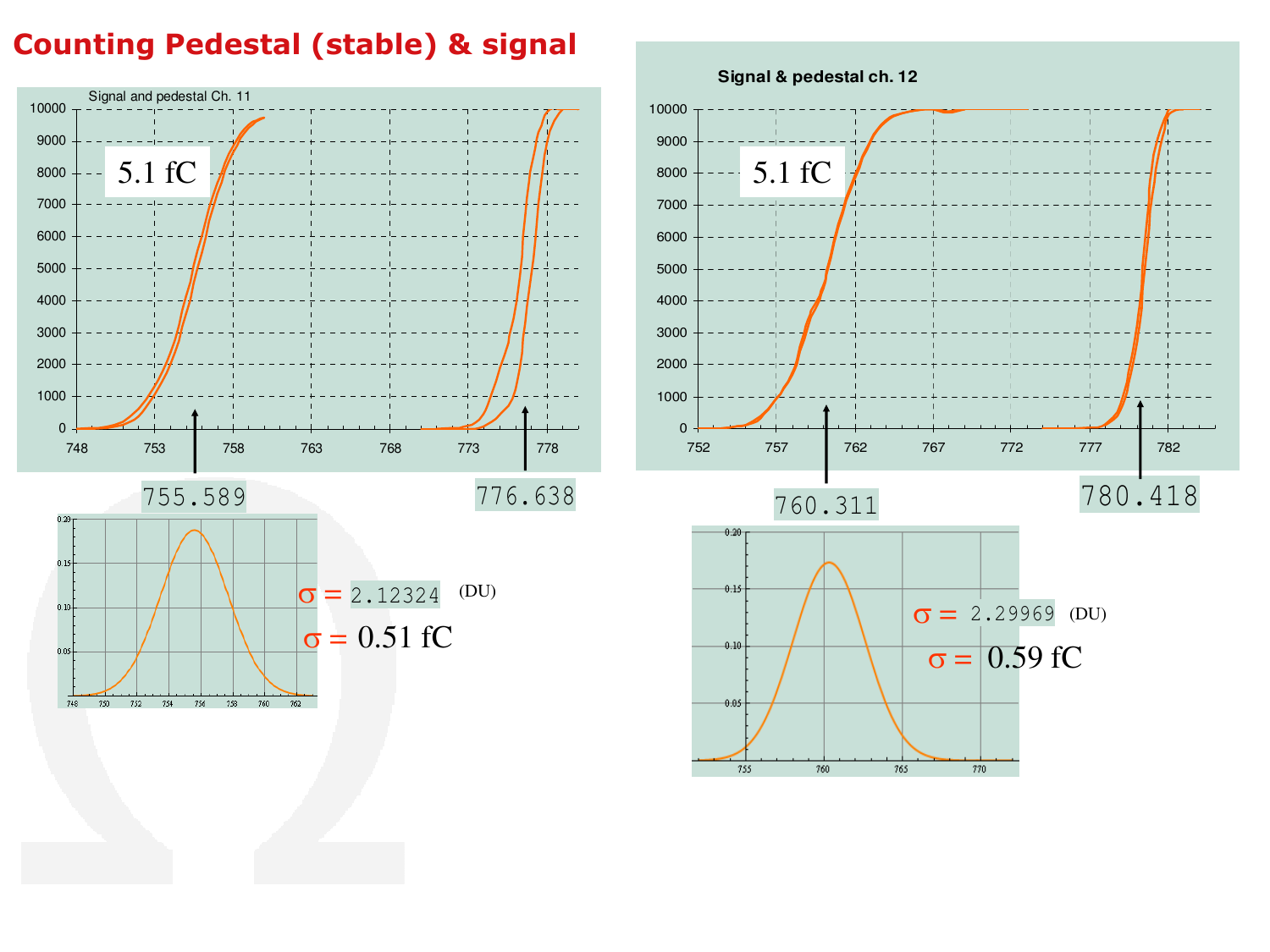# Counting Pedestal (stable) & signal

**Signal and pedestal Ch. 11**

5.1 fC

755.589

776.638

$\sigma =$ 2.12324 (DU)

$\sigma =$ 0.51 fC

**Signal & pedestal ch. 12**

5.1 fC

760.311

780.418

$\sigma =$ 2.29969 (DU)

$\sigma =$ 0.59 fC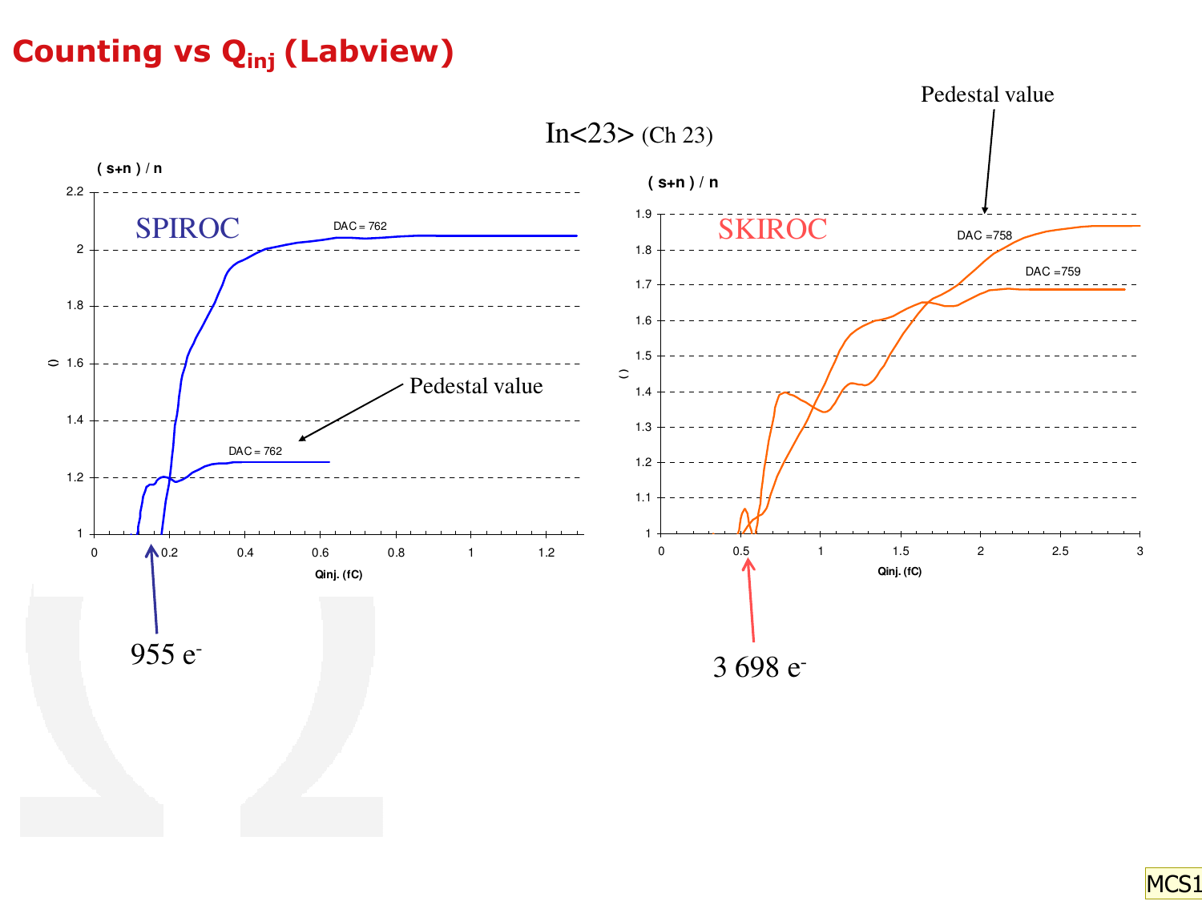# Counting vs $Q_{inj}$ (Labview)

In<23> (Ch 23)

SPIROC

( s+n ) / n

DAC = 762

Pedestal value

DAC = 762

Qinj. (fC)

955 $e^-$

SKIROC

( s+n ) / n

Pedestal value

DAC =758

DAC =759

Qinj. (fC)

3 698 $e^-$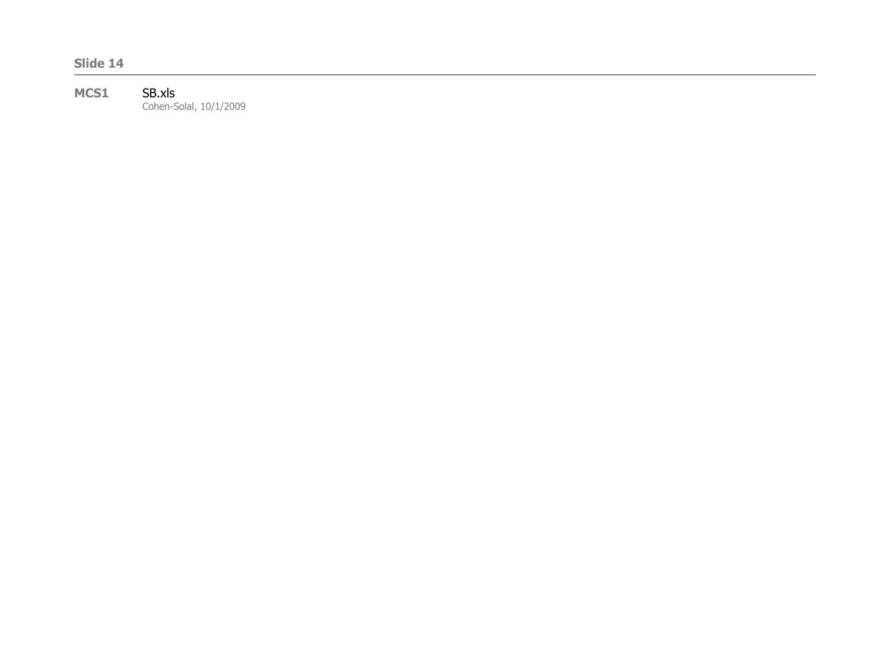**Slide 14**

---

**MCS1** SB.xls
Cohen-Solal, 10/1/2009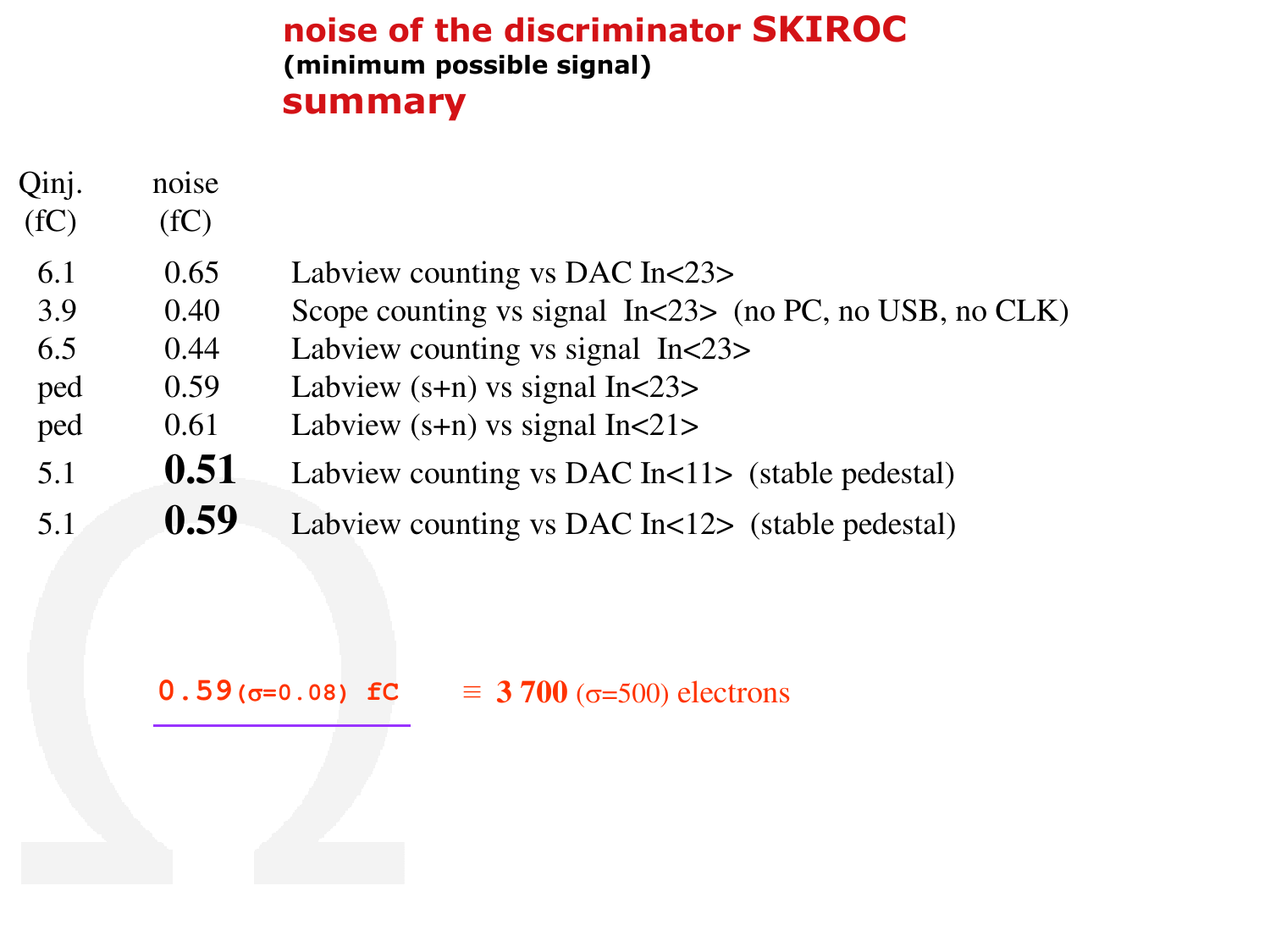# noise of the discriminator SKIROC

**(minimum possible signal)**

## summary

| Qinj. (fC) | noise (fC) | |
|---|---|---|
| 6.1 | 0.65 | Labview counting vs DAC In<23> |
| 3.9 | 0.40 | Scope counting vs signal In<23> (no PC, no USB, no CLK) |
| 6.5 | 0.44 | Labview counting vs signal In<23> |
| ped | 0.59 | Labview (s+n) vs signal In<23> |
| ped | 0.61 | Labview (s+n) vs signal In<21> |
| 5.1 | **0.51** | Labview counting vs DAC In<11> (stable pedestal) |
| 5.1 | **0.59** | Labview counting vs DAC In<12> (stable pedestal) |

**0.59** ($\sigma$=0.08) fC $\equiv$ **3 700** ($\sigma$=500) electrons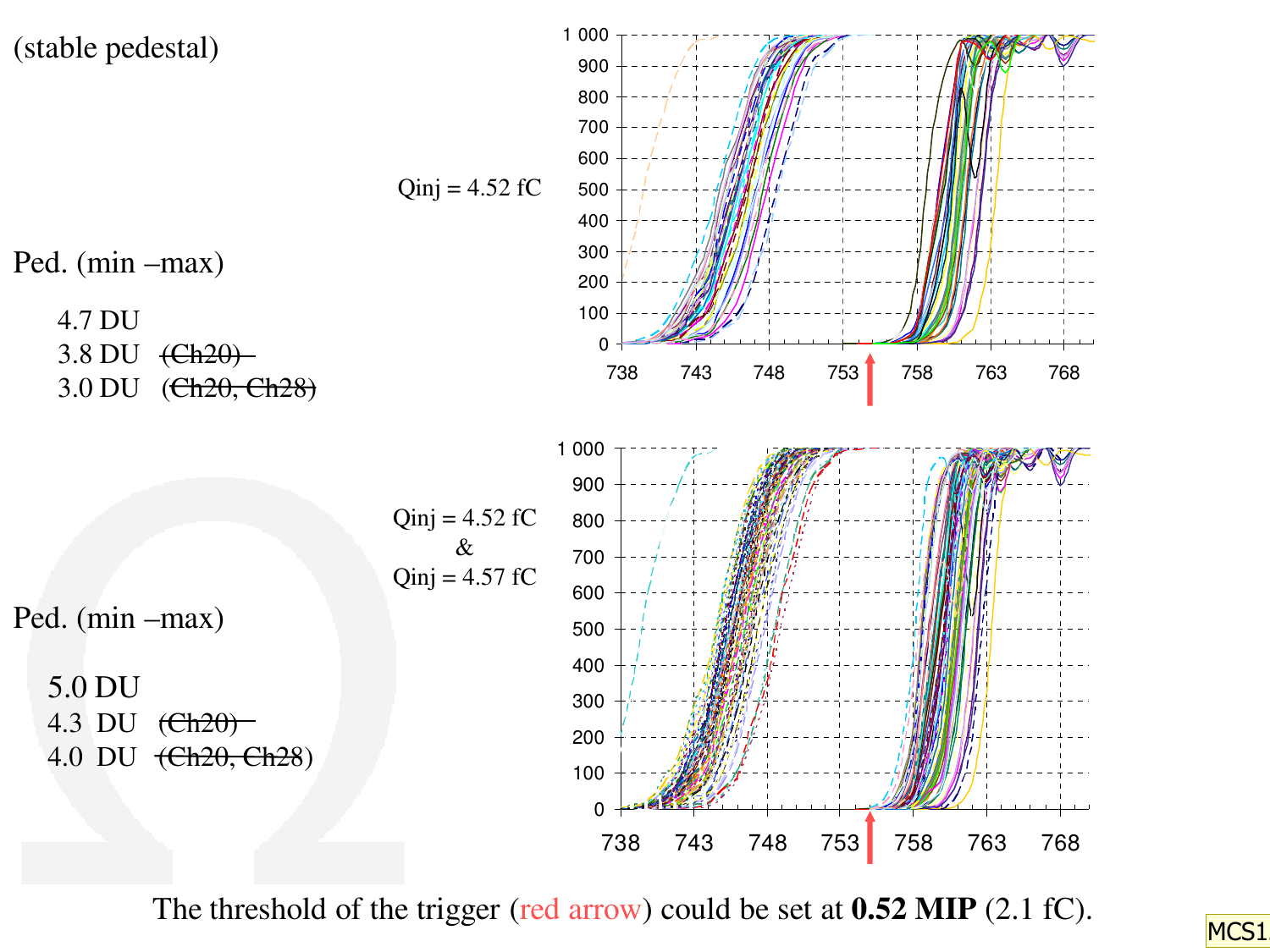(stable pedestal)

Qinj = 4.52 fC

Ped. (min –max)

4.7 DU
3.8 DU ~~(Ch20)~~
3.0 DU (~~Ch20, Ch28~~)

Qinj = 4.52 fC
&
Qinj = 4.57 fC

Ped. (min –max)

5.0 DU
4.3 DU ~~(Ch20)~~
4.0 DU ~~(Ch20, Ch28~~)

The threshold of the trigger (red arrow) could be set at **0.52 MIP** (2.1 fC).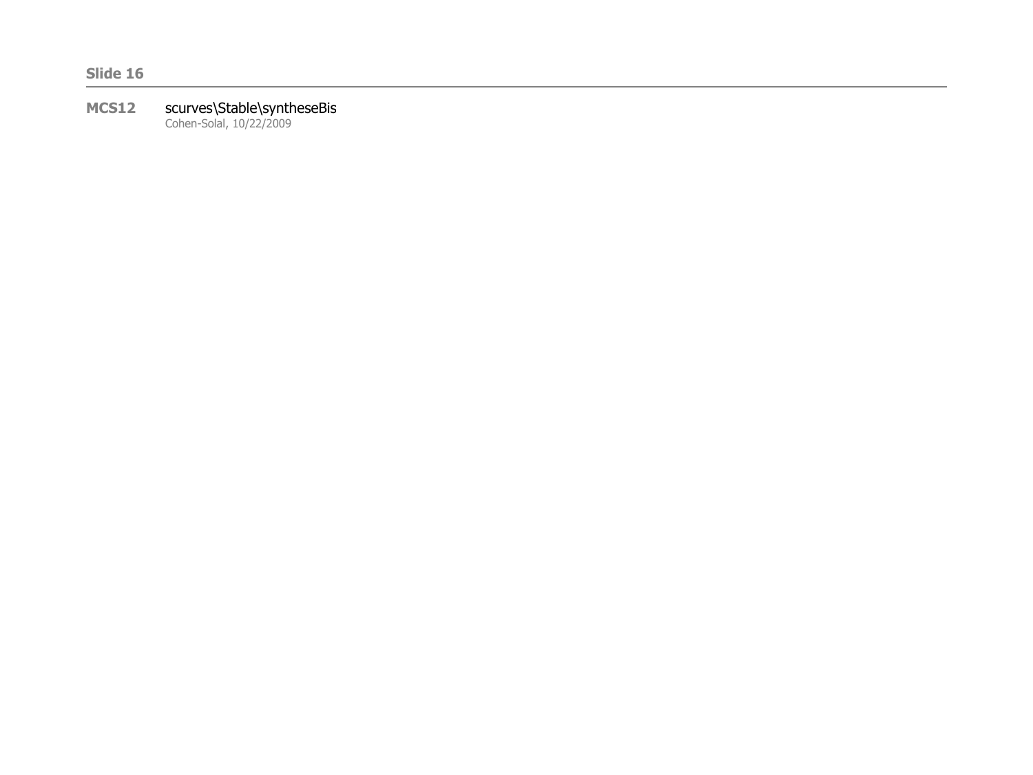**Slide 16**

---

**MCS12** scurves\Stable\syntheseBis
Cohen-Solal, 10/22/2009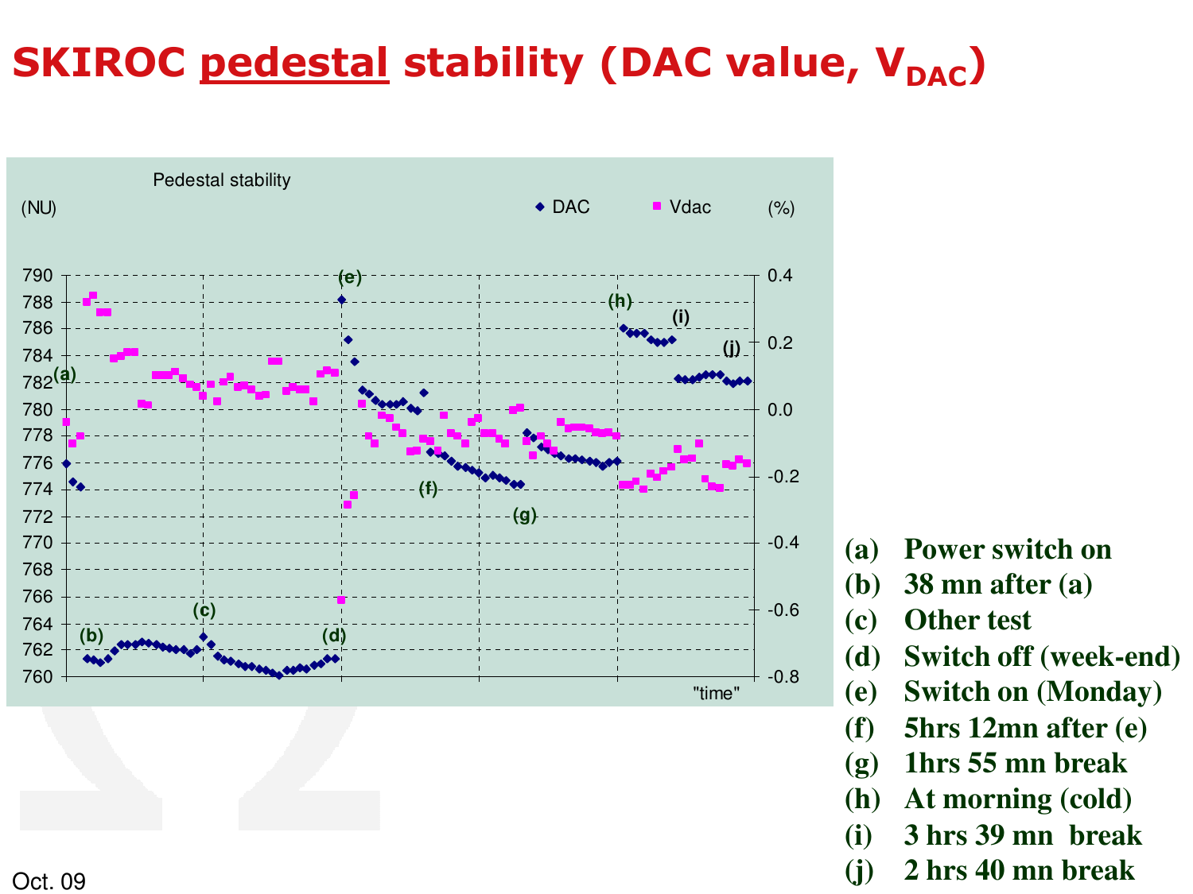# SKIROC pedestal stability (DAC value, $V_{DAC}$)

Pedestal stability

(NU) ◆ DAC ■ Vdac (%)

"time"

(a) Power switch on
(b) 38 mn after (a)
(c) Other test
(d) Switch off (week-end)
(e) Switch on (Monday)
(f) 5hrs 12mn after (e)
(g) 1hrs 55 mn break
(h) At morning (cold)
(i) 3 hrs 39 mn break
(j) 2 hrs 40 mn break

Oct. 09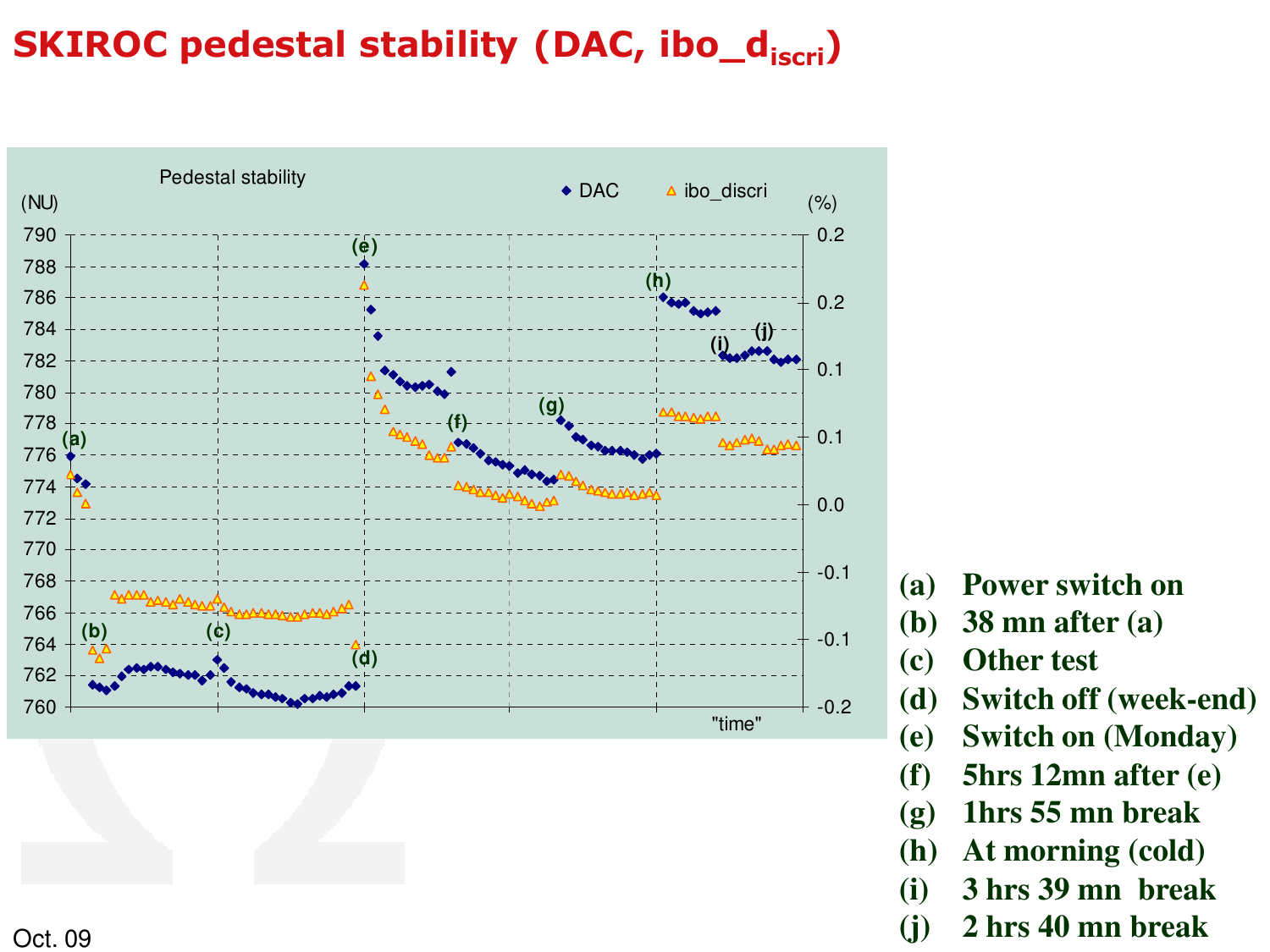# SKIROC pedestal stability (DAC, $ibo\_d_{iscri}$)

Pedestal stability

(NU) (%)

DAC ibo_discri

"time"

(a) Power switch on
(b) 38 mn after (a)
(c) Other test
(d) Switch off (week-end)
(e) Switch on (Monday)
(f) 5hrs 12mn after (e)
(g) 1hrs 55 mn break
(h) At morning (cold)
(i) 3 hrs 39 mn break
(j) 2 hrs 40 mn break

Oct. 09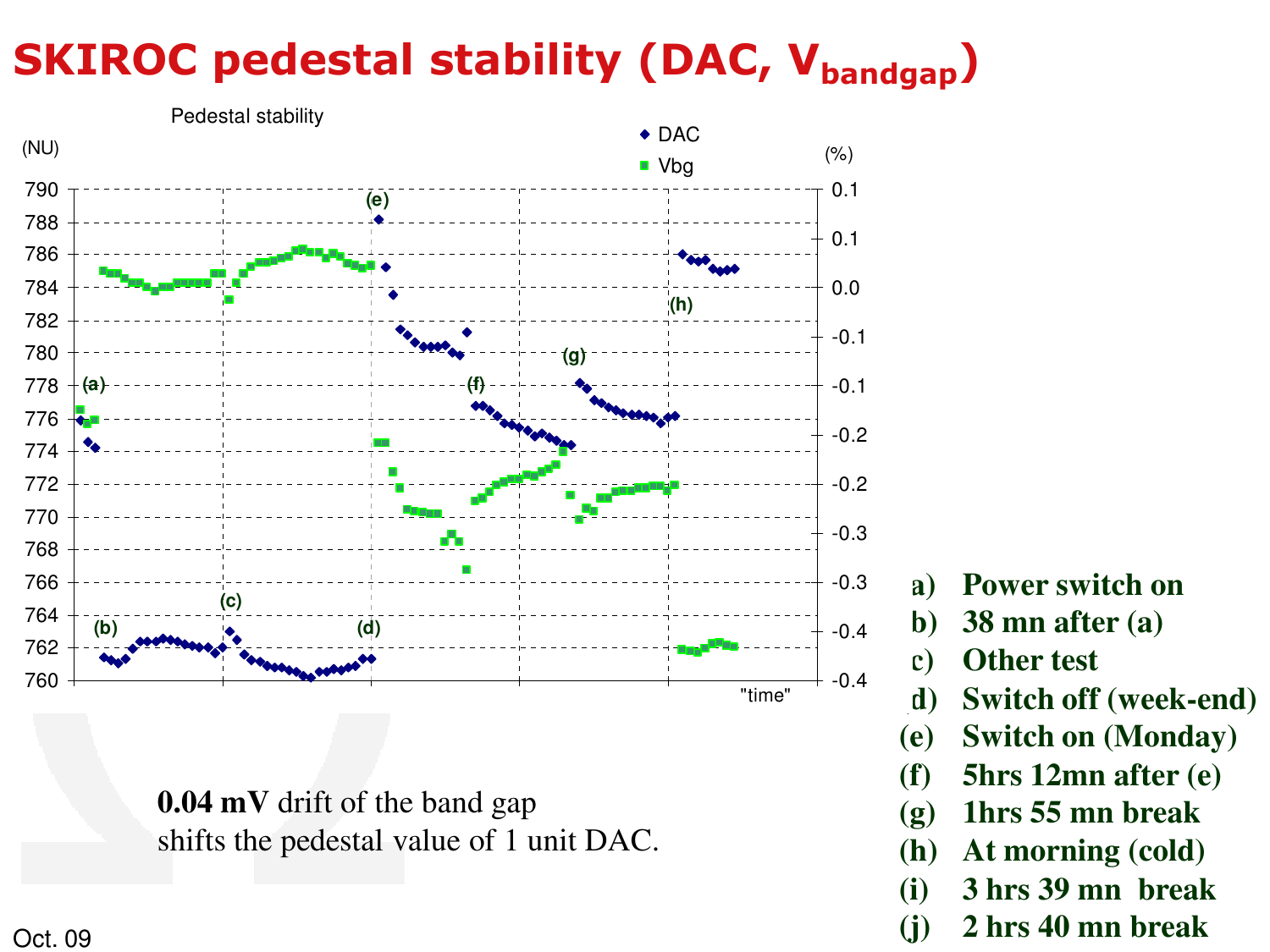# SKIROC pedestal stability (DAC, $V_{bandgap}$)

Pedestal stability

(NU)

(%)

DAC

Vbg

790
788
786
784
782
780
778
776
774
772
770
768
766
764
762
760

0.1
0.1
0.0
-0.1
-0.1
-0.2
-0.2
-0.3
-0.3
-0.4
-0.4

(a)
(b)
(c)
(d)
(e)
(f)
(g)
(h)

"time"

a) Power switch on
b) 38 mn after (a)
c) Other test
d) Switch off (week-end)
(e) Switch on (Monday)
(f) 5hrs 12mn after (e)
(g) 1hrs 55 mn break
(h) At morning (cold)
(i) 3 hrs 39 mn break
(j) 2 hrs 40 mn break

**0.04 mV** drift of the band gap
shifts the pedestal value of 1 unit DAC.

Oct. 09